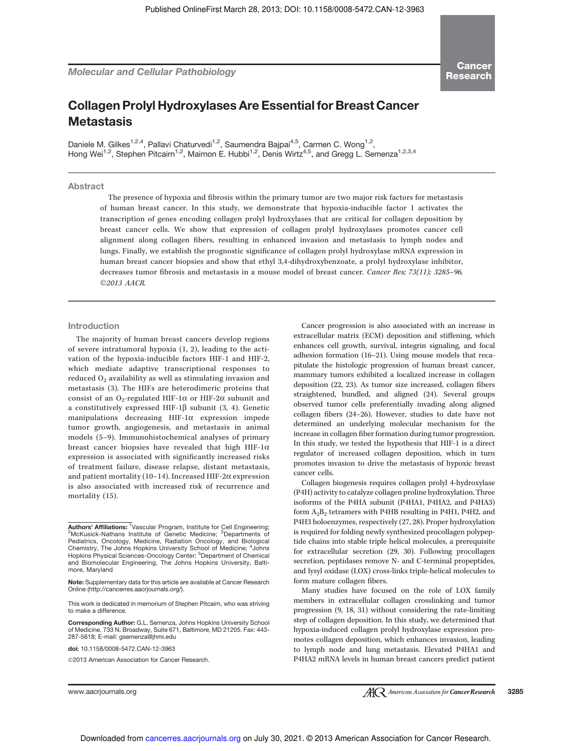Molecular and Cellular Pathobiology

# Collagen Prolyl Hydroxylases Are Essential for Breast Cancer Metastasis

Daniele M. Gilkes[1,2,4], Pallavi Chaturvedi[1,2], Saumendra Bajpai[4,5], Carmen C. Wong[1,2], Hong Wei[1,2], Stephen Pitcairn[1,2], Maimon E. Hubbi[1,2], Denis Wirtz[4,5], and Gregg L. Semenza[1,2,3,4]

## Abstract

The presence of hypoxia and fibrosis within the primary tumor are two major risk factors for metastasis of human breast cancer. In this study, we demonstrate that hypoxia-inducible factor 1 activates the transcription of genes encoding collagen prolyl hydroxylases that are critical for collagen deposition by breast cancer cells. We show that expression of collagen prolyl hydroxylases promotes cancer cell alignment along collagen fibers, resulting in enhanced invasion and metastasis to lymph nodes and lungs. Finally, we establish the prognostic significance of collagen prolyl hydroxylase mRNA expression in human breast cancer biopsies and show that ethyl 3,4-dihydroxybenzoate, a prolyl hydroxylase inhibitor, decreases tumor fibrosis and metastasis in a mouse model of breast cancer. *Cancer Res; 73(11); 3285–96. ©2013 AACR.*

## Introduction

The majority of human breast cancers develop regions of severe intratumoral hypoxia (1, 2), leading to the activation of the hypoxia-inducible factors HIF-1 and HIF-2, which mediate adaptive transcriptional responses to reduced $O_2$ availability as well as stimulating invasion and metastasis (3). The HIFs are heterodimeric proteins that consist of an $O_2$-regulated HIF-1α or HIF-2α subunit and a constitutively expressed HIF-1β subunit (3, 4). Genetic manipulations decreasing HIF-1α expression impede tumor growth, angiogenesis, and metastasis in animal models (5–9). Immunohistochemical analyses of primary breast cancer biopsies have revealed that high HIF-1α expression is associated with significantly increased risks of treatment failure, disease relapse, distant metastasis, and patient mortality (10–14). Increased HIF-2α expression is also associated with increased risk of recurrence and mortality (15).

Cancer progression is also associated with an increase in extracellular matrix (ECM) deposition and stiffening, which enhances cell growth, survival, integrin signaling, and focal adhesion formation (16–21). Using mouse models that recapitulate the histologic progression of human breast cancer, mammary tumors exhibited a localized increase in collagen deposition (22, 23). As tumor size increased, collagen fibers straightened, bundled, and aligned (24). Several groups observed tumor cells preferentially invading along aligned collagen fibers (24–26). However, studies to date have not determined an underlying molecular mechanism for the increase in collagen fiber formation during tumor progression. In this study, we tested the hypothesis that HIF-1 is a direct regulator of increased collagen deposition, which in turn promotes invasion to drive the metastasis of hypoxic breast cancer cells.

Collagen biogenesis requires collagen prolyl 4-hydroxylase (P4H) activity to catalyze collagen proline hydroxylation. Three isoforms of the P4HA subunit (P4HA1, P4HA2, and P4HA3) form $A_2B_2$ tetramers with P4HB resulting in P4H1, P4H2, and P4H3 holoenzymes, respectively (27, 28). Proper hydroxylation is required for folding newly synthesized procollagen polypeptide chains into stable triple helical molecules, a prerequisite for extracellular secretion (29, 30). Following procollagen secretion, peptidases remove N- and C-terminal propeptides, and lysyl oxidase (LOX) cross-links triple-helical molecules to form mature collagen fibers.

Many studies have focused on the role of LOX family members in extracellular collagen crosslinking and tumor progression (9, 18, 31) without considering the rate-limiting step of collagen deposition. In this study, we determined that hypoxia-induced collagen prolyl hydroxylase expression promotes collagen deposition, which enhances invasion, leading to lymph node and lung metastasis. Elevated P4HA1 and P4HA2 mRNA levels in human breast cancers predict patient

---

**Authors' Affiliations:** [1]Vascular Program, Institute for Cell Engineering; [2]McKusick-Nathans Institute of Genetic Medicine; [3]Departments of Pediatrics, Oncology, Medicine, Radiation Oncology, and Biological Chemistry, The Johns Hopkins University School of Medicine; [4]Johns Hopkins Physical Sciences-Oncology Center; [5]Department of Chemical and Biomolecular Engineering, The Johns Hopkins University, Baltimore, Maryland

**Note:** Supplementary data for this article are available at Cancer Research Online (http://cancerres.aacrjournals.org/).

This work is dedicated in memorium of Stephen Pitcairn, who was striving to make a difference.

**Corresponding Author:** G.L. Semenza, Johns Hopkins University School of Medicine, 733 N. Broadway, Suite 671, Baltimore, MD 21205. Fax: 443-287-5618; E-mail: gsemenza@jhmi.edu

**doi:** 10.1158/0008-5472.CAN-12-3963

©2013 American Association for Cancer Research.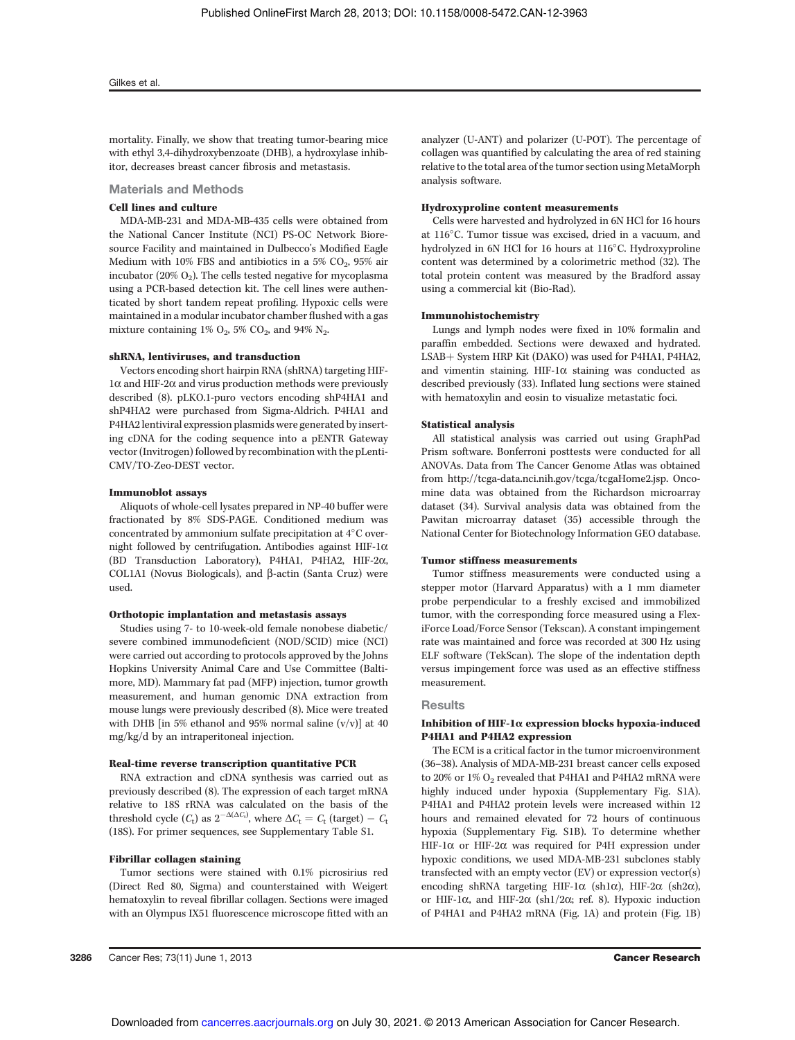mortality. Finally, we show that treating tumor-bearing mice with ethyl 3,4-dihydroxybenzoate (DHB), a hydroxylase inhibitor, decreases breast cancer fibrosis and metastasis.

## Materials and Methods

### Cell lines and culture

MDA-MB-231 and MDA-MB-435 cells were obtained from the National Cancer Institute (NCI) PS-OC Network Bioresource Facility and maintained in Dulbecco's Modified Eagle Medium with 10% FBS and antibiotics in a 5% $CO_2$, 95% air incubator (20% $O_2$). The cells tested negative for mycoplasma using a PCR-based detection kit. The cell lines were authenticated by short tandem repeat profiling. Hypoxic cells were maintained in a modular incubator chamber flushed with a gas mixture containing 1% $O_2$, 5% $CO_2$, and 94% $N_2$.

### shRNA, lentiviruses, and transduction

Vectors encoding short hairpin RNA (shRNA) targeting HIF-1α and HIF-2α and virus production methods were previously described (8). pLKO.1-puro vectors encoding shP4HA1 and shP4HA2 were purchased from Sigma-Aldrich. P4HA1 and P4HA2 lentiviral expression plasmids were generated by inserting cDNA for the coding sequence into a pENTR Gateway vector (Invitrogen) followed by recombination with the pLenti-CMV/TO-Zeo-DEST vector.

### Immunoblot assays

Aliquots of whole-cell lysates prepared in NP-40 buffer were fractionated by 8% SDS-PAGE. Conditioned medium was concentrated by ammonium sulfate precipitation at 4°C overnight followed by centrifugation. Antibodies against HIF-1α (BD Transduction Laboratory), P4HA1, P4HA2, HIF-2α, COL1A1 (Novus Biologicals), and β-actin (Santa Cruz) were used.

### Orthotopic implantation and metastasis assays

Studies using 7- to 10-week-old female nonobese diabetic/severe combined immunodeficient (NOD/SCID) mice (NCI) were carried out according to protocols approved by the Johns Hopkins University Animal Care and Use Committee (Baltimore, MD). Mammary fat pad (MFP) injection, tumor growth measurement, and human genomic DNA extraction from mouse lungs were previously described (8). Mice were treated with DHB [in 5% ethanol and 95% normal saline (v/v)] at 40 mg/kg/d by an intraperitoneal injection.

### Real-time reverse transcription quantitative PCR

RNA extraction and cDNA synthesis was carried out as previously described (8). The expression of each target mRNA relative to 18S rRNA was calculated on the basis of the threshold cycle ($C_t$) as $2^{-\Delta(\Delta C_t)}$, where $\Delta C_t = C_t\,(\text{target}) - C_t\,(18S)$. For primer sequences, see Supplementary Table S1.

### Fibrillar collagen staining

Tumor sections were stained with 0.1% picrosirius red (Direct Red 80, Sigma) and counterstained with Weigert hematoxylin to reveal fibrillar collagen. Sections were imaged with an Olympus IX51 fluorescence microscope fitted with an analyzer (U-ANT) and polarizer (U-POT). The percentage of collagen was quantified by calculating the area of red staining relative to the total area of the tumor section using MetaMorph analysis software.

### Hydroxyproline content measurements

Cells were harvested and hydrolyzed in 6N HCl for 16 hours at 116°C. Tumor tissue was excised, dried in a vacuum, and hydrolyzed in 6N HCl for 16 hours at 116°C. Hydroxyproline content was determined by a colorimetric method (32). The total protein content was measured by the Bradford assay using a commercial kit (Bio-Rad).

### Immunohistochemistry

Lungs and lymph nodes were fixed in 10% formalin and paraffin embedded. Sections were dewaxed and hydrated. LSAB+ System HRP Kit (DAKO) was used for P4HA1, P4HA2, and vimentin staining. HIF-1α staining was conducted as described previously (33). Inflated lung sections were stained with hematoxylin and eosin to visualize metastatic foci.

### Statistical analysis

All statistical analysis was carried out using GraphPad Prism software. Bonferroni posttests were conducted for all ANOVAs. Data from The Cancer Genome Atlas was obtained from http://tcga-data.nci.nih.gov/tcga/tcgaHome2.jsp. Oncomine data was obtained from the Richardson microarray dataset (34). Survival analysis data was obtained from the Pawitan microarray dataset (35) accessible through the National Center for Biotechnology Information GEO database.

### Tumor stiffness measurements

Tumor stiffness measurements were conducted using a stepper motor (Harvard Apparatus) with a 1 mm diameter probe perpendicular to a freshly excised and immobilized tumor, with the corresponding force measured using a FlexiForce Load/Force Sensor (Tekscan). A constant impingement rate was maintained and force was recorded at 300 Hz using ELF software (TekScan). The slope of the indentation depth versus impingement force was used as an effective stiffness measurement.

## Results

### Inhibition of HIF-1α expression blocks hypoxia-induced P4HA1 and P4HA2 expression

The ECM is a critical factor in the tumor microenvironment (36–38). Analysis of MDA-MB-231 breast cancer cells exposed to 20% or 1% $O_2$ revealed that P4HA1 and P4HA2 mRNA were highly induced under hypoxia (Supplementary Fig. S1A). P4HA1 and P4HA2 protein levels were increased within 12 hours and remained elevated for 72 hours of continuous hypoxia (Supplementary Fig. S1B). To determine whether HIF-1α or HIF-2α was required for P4H expression under hypoxic conditions, we used MDA-MB-231 subclones stably transfected with an empty vector (EV) or expression vector(s) encoding shRNA targeting HIF-1α (sh1α), HIF-2α (sh2α), or HIF-1α, and HIF-2α (sh1/2α; ref. 8). Hypoxic induction of P4HA1 and P4HA2 mRNA (Fig. 1A) and protein (Fig. 1B)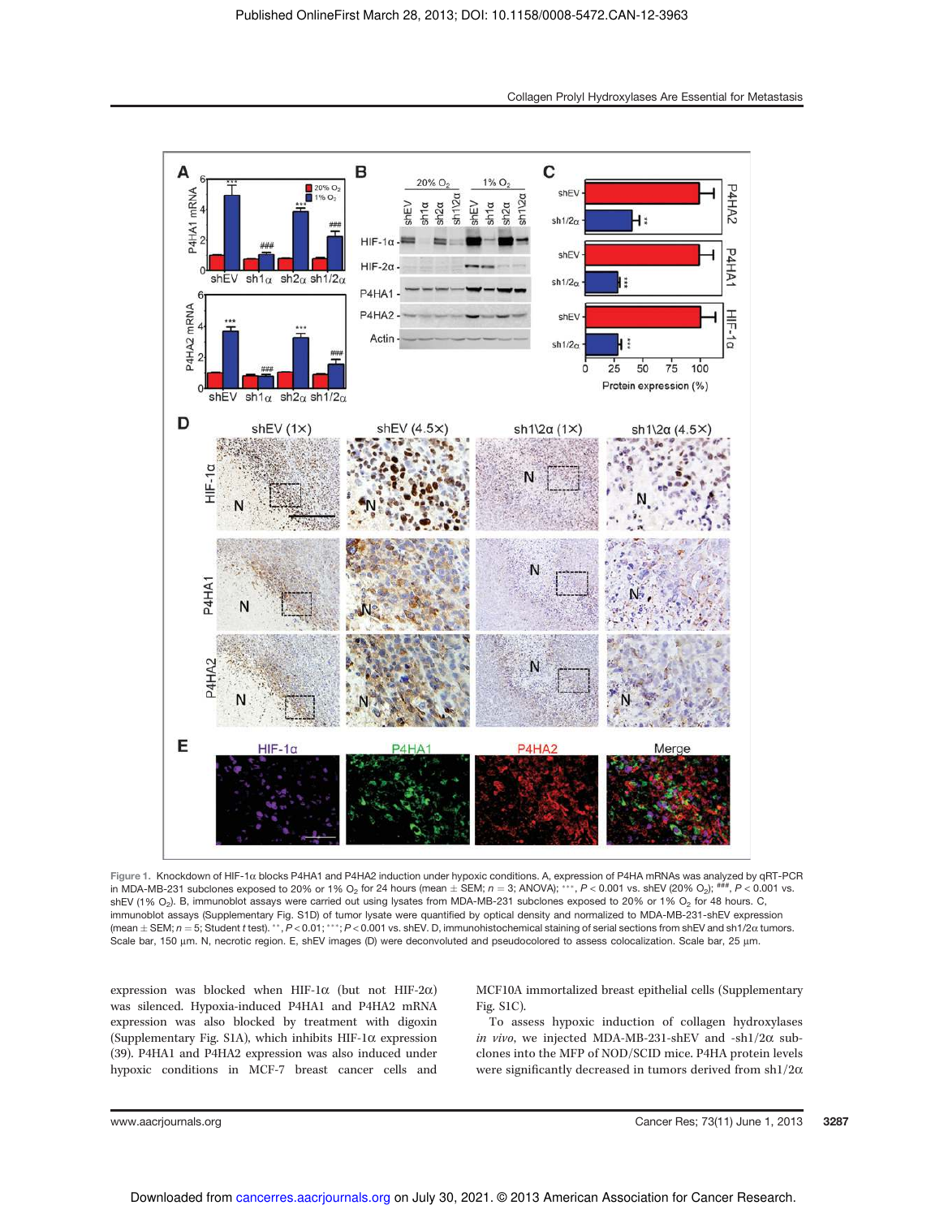Figure 1. Knockdown of HIF-1α blocks P4HA1 and P4HA2 induction under hypoxic conditions. A, expression of P4HA mRNAs was analyzed by qRT-PCR in MDA-MB-231 subclones exposed to 20% or 1% $O_2$ for 24 hours (mean ± SEM; $n = 3$; ANOVA); ***, $P < 0.001$ vs. shEV (20% $O_2$); ###, $P < 0.001$ vs. shEV (1% $O_2$). B, immunoblot assays were carried out using lysates from MDA-MB-231 subclones exposed to 20% or 1% $O_2$ for 48 hours. C, immunoblot assays (Supplementary Fig. S1D) of tumor lysate were quantified by optical density and normalized to MDA-MB-231-shEV expression (mean ± SEM; $n = 5$; Student $t$ test). **, $P < 0.01$; ***; $P < 0.001$ vs. shEV. D, immunohistochemical staining of serial sections from shEV and sh1/2α tumors. Scale bar, 150 μm. N, necrotic region. E, shEV images (D) were deconvoluted and pseudocolored to assess colocalization. Scale bar, 25 μm.

expression was blocked when HIF-1α (but not HIF-2α) was silenced. Hypoxia-induced P4HA1 and P4HA2 mRNA expression was also blocked by treatment with digoxin (Supplementary Fig. S1A), which inhibits HIF-1α expression (39). P4HA1 and P4HA2 expression was also induced under hypoxic conditions in MCF-7 breast cancer cells and MCF10A immortalized breast epithelial cells (Supplementary Fig. S1C).

To assess hypoxic induction of collagen hydroxylases *in vivo*, we injected MDA-MB-231-shEV and -sh1/2α subclones into the MFP of NOD/SCID mice. P4HA protein levels were significantly decreased in tumors derived from sh1/2α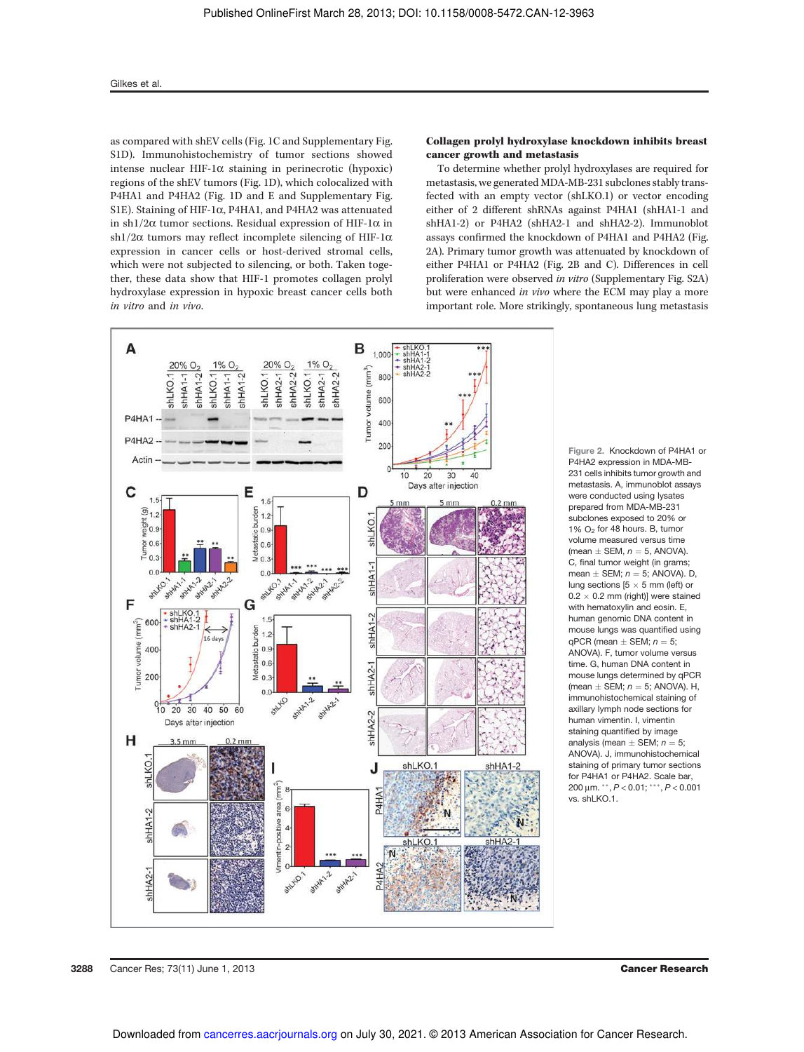as compared with shEV cells (Fig. 1C and Supplementary Fig. S1D). Immunohistochemistry of tumor sections showed intense nuclear HIF-1α staining in perinecrotic (hypoxic) regions of the shEV tumors (Fig. 1D), which colocalized with P4HA1 and P4HA2 (Fig. 1D and E and Supplementary Fig. S1E). Staining of HIF-1α, P4HA1, and P4HA2 was attenuated in sh1/2α tumor sections. Residual expression of HIF-1α in sh1/2α tumors may reflect incomplete silencing of HIF-1α expression in cancer cells or host-derived stromal cells, which were not subjected to silencing, or both. Taken together, these data show that HIF-1 promotes collagen prolyl hydroxylase expression in hypoxic breast cancer cells both *in vitro* and *in vivo*.

### Collagen prolyl hydroxylase knockdown inhibits breast cancer growth and metastasis

To determine whether prolyl hydroxylases are required for metastasis, we generated MDA-MB-231 subclones stably transfected with an empty vector (shLKO.1) or vector encoding either of 2 different shRNAs against P4HA1 (shHA1-1 and shHA1-2) or P4HA2 (shHA2-1 and shHA2-2). Immunoblot assays confirmed the knockdown of P4HA1 and P4HA2 (Fig. 2A). Primary tumor growth was attenuated by knockdown of either P4HA1 or P4HA2 (Fig. 2B and C). Differences in cell proliferation were observed *in vitro* (Supplementary Fig. S2A) but were enhanced *in vivo* where the ECM may play a more important role. More strikingly, spontaneous lung metastasis

Figure 2. Knockdown of P4HA1 or P4HA2 expression in MDA-MB-231 cells inhibits tumor growth and metastasis. A, immunoblot assays were conducted using lysates prepared from MDA-MB-231 subclones exposed to 20% or 1% $O_2$ for 48 hours. B, tumor volume measured versus time (mean ± SEM, $n = 5$, ANOVA). C, final tumor weight (in grams; mean ± SEM; $n = 5$; ANOVA). D, lung sections [5 × 5 mm (left) or 0.2 × 0.2 mm (right)] were stained with hematoxylin and eosin. E, human genomic DNA content in mouse lungs was quantified using qPCR (mean ± SEM; $n = 5$; ANOVA). F, tumor volume versus time. G, human DNA content in mouse lungs determined by qPCR (mean ± SEM; $n = 5$; ANOVA). H, immunohistochemical staining of axillary lymph node sections for human vimentin. I, vimentin staining quantified by image analysis (mean ± SEM; $n = 5$; ANOVA). J, immunohistochemical staining of primary tumor sections for P4HA1 or P4HA2. Scale bar, 200 μm. **, $P < 0.01$; ***, $P < 0.001$ vs. shLKO.1.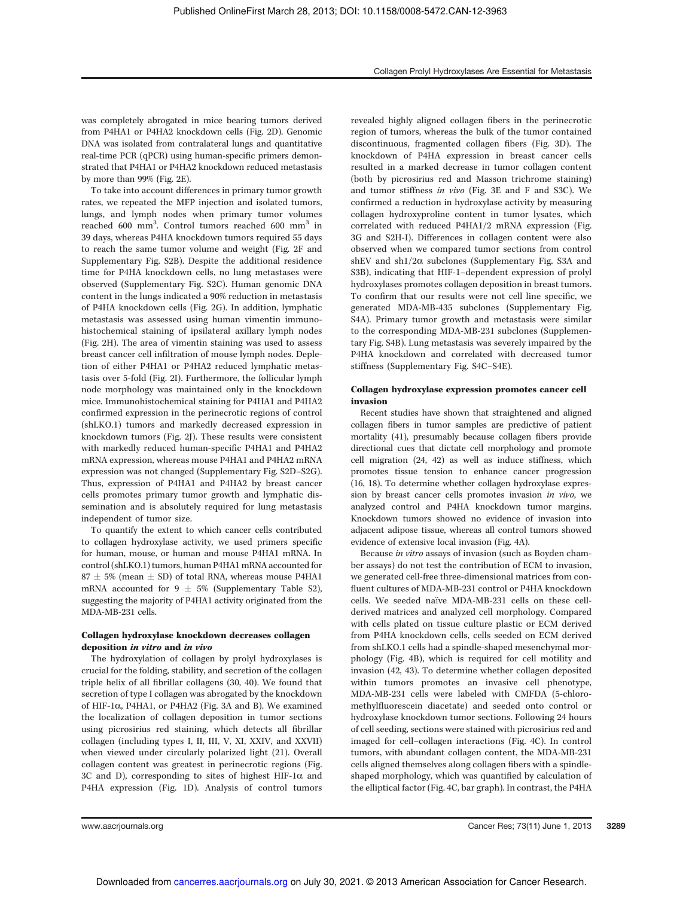was completely abrogated in mice bearing tumors derived from P4HA1 or P4HA2 knockdown cells (Fig. 2D). Genomic DNA was isolated from contralateral lungs and quantitative real-time PCR (qPCR) using human-specific primers demonstrated that P4HA1 or P4HA2 knockdown reduced metastasis by more than 99% (Fig. 2E).

To take into account differences in primary tumor growth rates, we repeated the MFP injection and isolated tumors, lungs, and lymph nodes when primary tumor volumes reached 600 mm$^3$. Control tumors reached 600 mm$^3$ in 39 days, whereas P4HA knockdown tumors required 55 days to reach the same tumor volume and weight (Fig. 2F and Supplementary Fig. S2B). Despite the additional residence time for P4HA knockdown cells, no lung metastases were observed (Supplementary Fig. S2C). Human genomic DNA content in the lungs indicated a 90% reduction in metastasis of P4HA knockdown cells (Fig. 2G). In addition, lymphatic metastasis was assessed using human vimentin immunohistochemical staining of ipsilateral axillary lymph nodes (Fig. 2H). The area of vimentin staining was used to assess breast cancer cell infiltration of mouse lymph nodes. Depletion of either P4HA1 or P4HA2 reduced lymphatic metastasis over 5-fold (Fig. 2I). Furthermore, the follicular lymph node morphology was maintained only in the knockdown mice. Immunohistochemical staining for P4HA1 and P4HA2 confirmed expression in the perinecrotic regions of control (shLKO.1) tumors and markedly decreased expression in knockdown tumors (Fig. 2J). These results were consistent with markedly reduced human-specific P4HA1 and P4HA2 mRNA expression, whereas mouse P4HA1 and P4HA2 mRNA expression was not changed (Supplementary Fig. S2D–S2G). Thus, expression of P4HA1 and P4HA2 by breast cancer cells promotes primary tumor growth and lymphatic dissemination and is absolutely required for lung metastasis independent of tumor size.

To quantify the extent to which cancer cells contributed to collagen hydroxylase activity, we used primers specific for human, mouse, or human and mouse P4HA1 mRNA. In control (shLKO.1) tumors, human P4HA1 mRNA accounted for 87 ± 5% (mean ± SD) of total RNA, whereas mouse P4HA1 mRNA accounted for 9 ± 5% (Supplementary Table S2), suggesting the majority of P4HA1 activity originated from the MDA-MB-231 cells.

### Collagen hydroxylase knockdown decreases collagen deposition *in vitro* and *in vivo*

The hydroxylation of collagen by prolyl hydroxylases is crucial for the folding, stability, and secretion of the collagen triple helix of all fibrillar collagens (30, 40). We found that secretion of type I collagen was abrogated by the knockdown of HIF-1α, P4HA1, or P4HA2 (Fig. 3A and B). We examined the localization of collagen deposition in tumor sections using picrosirius red staining, which detects all fibrillar collagen (including types I, II, III, V, XI, XXIV, and XXVII) when viewed under circularly polarized light (21). Overall collagen content was greatest in perinecrotic regions (Fig. 3C and D), corresponding to sites of highest HIF-1α and P4HA expression (Fig. 1D). Analysis of control tumors revealed highly aligned collagen fibers in the perinecrotic region of tumors, whereas the bulk of the tumor contained discontinuous, fragmented collagen fibers (Fig. 3D). The knockdown of P4HA expression in breast cancer cells resulted in a marked decrease in tumor collagen content (both by picrosirius red and Masson trichrome staining) and tumor stiffness *in vivo* (Fig. 3E and F and S3C). We confirmed a reduction in hydroxylase activity by measuring collagen hydroxyproline content in tumor lysates, which correlated with reduced P4HA1/2 mRNA expression (Fig. 3G and S2H-I). Differences in collagen content were also observed when we compared tumor sections from control shEV and sh1/2α subclones (Supplementary Fig. S3A and S3B), indicating that HIF-1–dependent expression of prolyl hydroxylases promotes collagen deposition in breast tumors. To confirm that our results were not cell line specific, we generated MDA-MB-435 subclones (Supplementary Fig. S4A). Primary tumor growth and metastasis were similar to the corresponding MDA-MB-231 subclones (Supplementary Fig. S4B). Lung metastasis was severely impaired by the P4HA knockdown and correlated with decreased tumor stiffness (Supplementary Fig. S4C–S4E).

### Collagen hydroxylase expression promotes cancer cell invasion

Recent studies have shown that straightened and aligned collagen fibers in tumor samples are predictive of patient mortality (41), presumably because collagen fibers provide directional cues that dictate cell morphology and promote cell migration (24, 42) as well as induce stiffness, which promotes tissue tension to enhance cancer progression (16, 18). To determine whether collagen hydroxylase expression by breast cancer cells promotes invasion *in vivo*, we analyzed control and P4HA knockdown tumor margins. Knockdown tumors showed no evidence of invasion into adjacent adipose tissue, whereas all control tumors showed evidence of extensive local invasion (Fig. 4A).

Because *in vitro* assays of invasion (such as Boyden chamber assays) do not test the contribution of ECM to invasion, we generated cell-free three-dimensional matrices from confluent cultures of MDA-MB-231 control or P4HA knockdown cells. We seeded naïve MDA-MB-231 cells on these cell-derived matrices and analyzed cell morphology. Compared with cells plated on tissue culture plastic or ECM derived from P4HA knockdown cells, cells seeded on ECM derived from shLKO.1 cells had a spindle-shaped mesenchymal morphology (Fig. 4B), which is required for cell motility and invasion (42, 43). To determine whether collagen deposited within tumors promotes an invasive cell phenotype, MDA-MB-231 cells were labeled with CMFDA (5-chloromethylfluorescein diacetate) and seeded onto control or hydroxylase knockdown tumor sections. Following 24 hours of cell seeding, sections were stained with picrosirius red and imaged for cell–collagen interactions (Fig. 4C). In control tumors, with abundant collagen content, the MDA-MB-231 cells aligned themselves along collagen fibers with a spindle-shaped morphology, which was quantified by calculation of the elliptical factor (Fig. 4C, bar graph). In contrast, the P4HA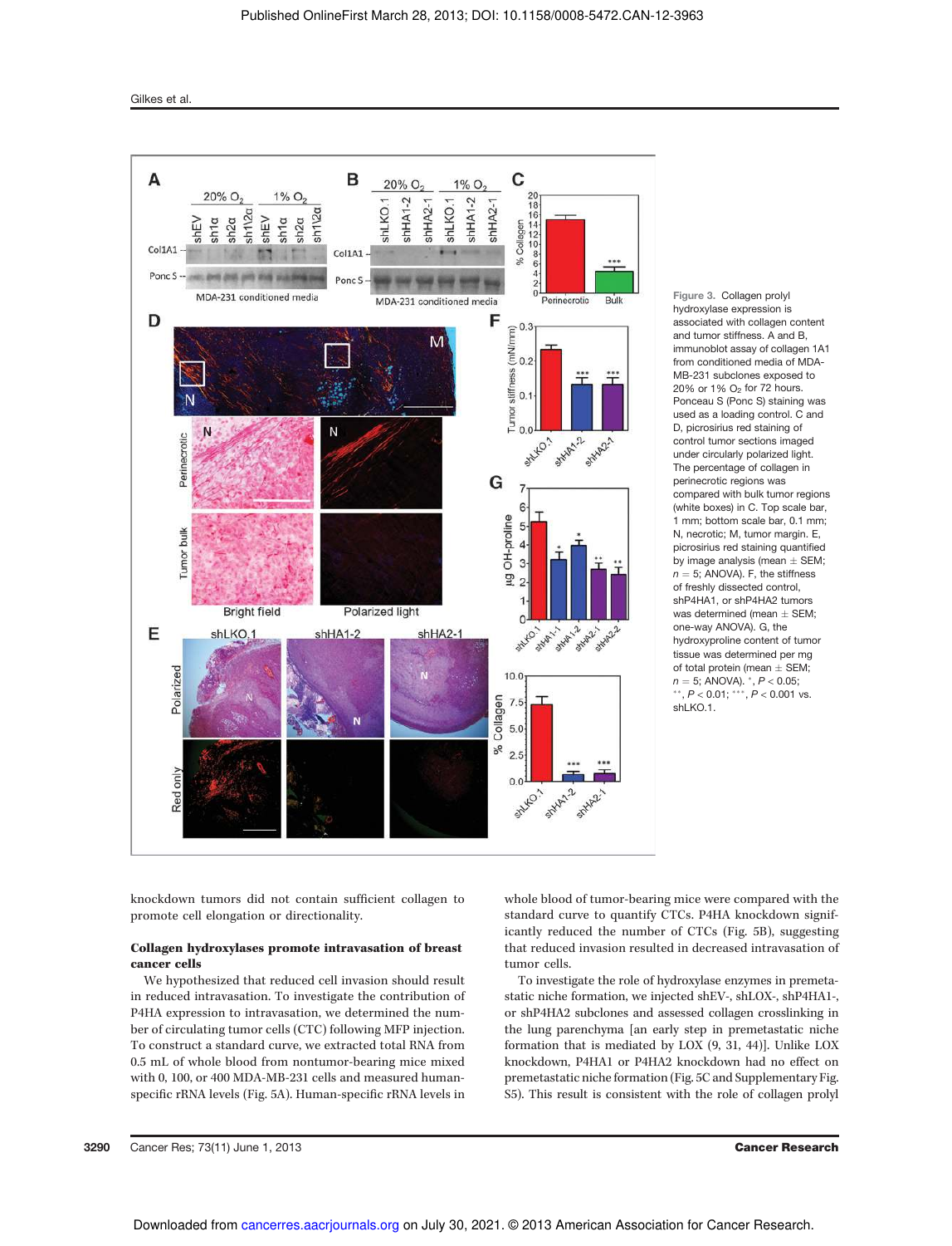Figure 3. Collagen prolyl hydroxylase expression is associated with collagen content and tumor stiffness. A and B, immunoblot assay of collagen 1A1 from conditioned media of MDA-MB-231 subclones exposed to 20% or 1% $O_2$ for 72 hours. Ponceau S (Ponc S) staining was used as a loading control. C and D, picrosirius red staining of control tumor sections imaged under circularly polarized light. The percentage of collagen in perinecrotic regions was compared with bulk tumor regions (white boxes) in C. Top scale bar, 1 mm; bottom scale bar, 0.1 mm; N, necrotic; M, tumor margin. E, picrosirius red staining quantified by image analysis (mean ± SEM; $n = 5$; ANOVA). F, the stiffness of freshly dissected control, shP4HA1, or shP4HA2 tumors was determined (mean ± SEM; one-way ANOVA). G, the hydroxyproline content of tumor tissue was determined per mg of total protein (mean ± SEM; $n = 5$; ANOVA). *, $P < 0.05$; **, $P < 0.01$; ***, $P < 0.001$ vs. shLKO.1.

knockdown tumors did not contain sufficient collagen to promote cell elongation or directionality.

### Collagen hydroxylases promote intravasation of breast cancer cells

We hypothesized that reduced cell invasion should result in reduced intravasation. To investigate the contribution of P4HA expression to intravasation, we determined the number of circulating tumor cells (CTC) following MFP injection. To construct a standard curve, we extracted total RNA from 0.5 mL of whole blood from nontumor-bearing mice mixed with 0, 100, or 400 MDA-MB-231 cells and measured human-specific rRNA levels (Fig. 5A). Human-specific rRNA levels in whole blood of tumor-bearing mice were compared with the standard curve to quantify CTCs. P4HA knockdown significantly reduced the number of CTCs (Fig. 5B), suggesting that reduced invasion resulted in decreased intravasation of tumor cells.

To investigate the role of hydroxylase enzymes in premetastatic niche formation, we injected shEV-, shLOX-, shP4HA1-, or shP4HA2 subclones and assessed collagen crosslinking in the lung parenchyma [an early step in premetastatic niche formation that is mediated by LOX (9, 31, 44)]. Unlike LOX knockdown, P4HA1 or P4HA2 knockdown had no effect on premetastatic niche formation (Fig. 5C and Supplementary Fig. S5). This result is consistent with the role of collagen prolyl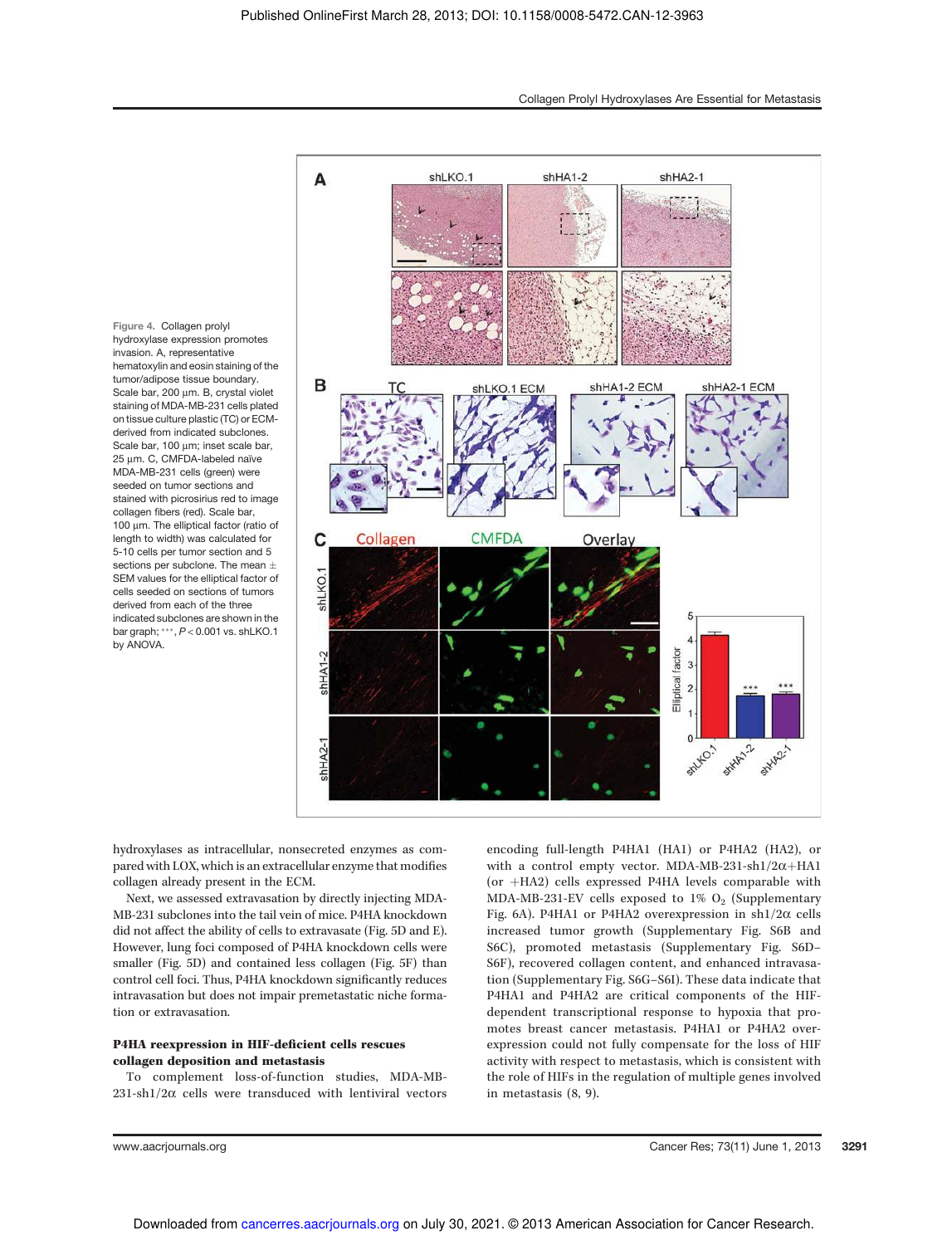Figure 4. Collagen prolyl hydroxylase expression promotes invasion. A, representative hematoxylin and eosin staining of the tumor/adipose tissue boundary. Scale bar, 200 μm. B, crystal violet staining of MDA-MB-231 cells plated on tissue culture plastic (TC) or ECM-derived from indicated subclones. Scale bar, 100 μm; inset scale bar, 25 μm. C, CMFDA-labeled naïve MDA-MB-231 cells (green) were seeded on tumor sections and stained with picrosirius red to image collagen fibers (red). Scale bar, 100 μm. The elliptical factor (ratio of length to width) was calculated for 5-10 cells per tumor section and 5 sections per subclone. The mean ± SEM values for the elliptical factor of cells seeded on sections of tumors derived from each of the three indicated subclones are shown in the bar graph; ***, $P < 0.001$ vs. shLKO.1 by ANOVA.

hydroxylases as intracellular, nonsecreted enzymes as compared with LOX, which is an extracellular enzyme that modifies collagen already present in the ECM.

Next, we assessed extravasation by directly injecting MDA-MB-231 subclones into the tail vein of mice. P4HA knockdown did not affect the ability of cells to extravasate (Fig. 5D and E). However, lung foci composed of P4HA knockdown cells were smaller (Fig. 5D) and contained less collagen (Fig. 5F) than control cell foci. Thus, P4HA knockdown significantly reduces intravasation but does not impair premetastatic niche formation or extravasation.

### P4HA reexpression in HIF-deficient cells rescues collagen deposition and metastasis

To complement loss-of-function studies, MDA-MB-231-sh1/2α cells were transduced with lentiviral vectors encoding full-length P4HA1 (HA1) or P4HA2 (HA2), or with a control empty vector. MDA-MB-231-sh1/2α+HA1 (or +HA2) cells expressed P4HA levels comparable with MDA-MB-231-EV cells exposed to 1% $O_2$ (Supplementary Fig. 6A). P4HA1 or P4HA2 overexpression in sh1/2α cells increased tumor growth (Supplementary Fig. S6B and S6C), promoted metastasis (Supplementary Fig. S6D–S6F), recovered collagen content, and enhanced intravasation (Supplementary Fig. S6G–S6I). These data indicate that P4HA1 and P4HA2 are critical components of the HIF-dependent transcriptional response to hypoxia that promotes breast cancer metastasis. P4HA1 or P4HA2 overexpression could not fully compensate for the loss of HIF activity with respect to metastasis, which is consistent with the role of HIFs in the regulation of multiple genes involved in metastasis (8, 9).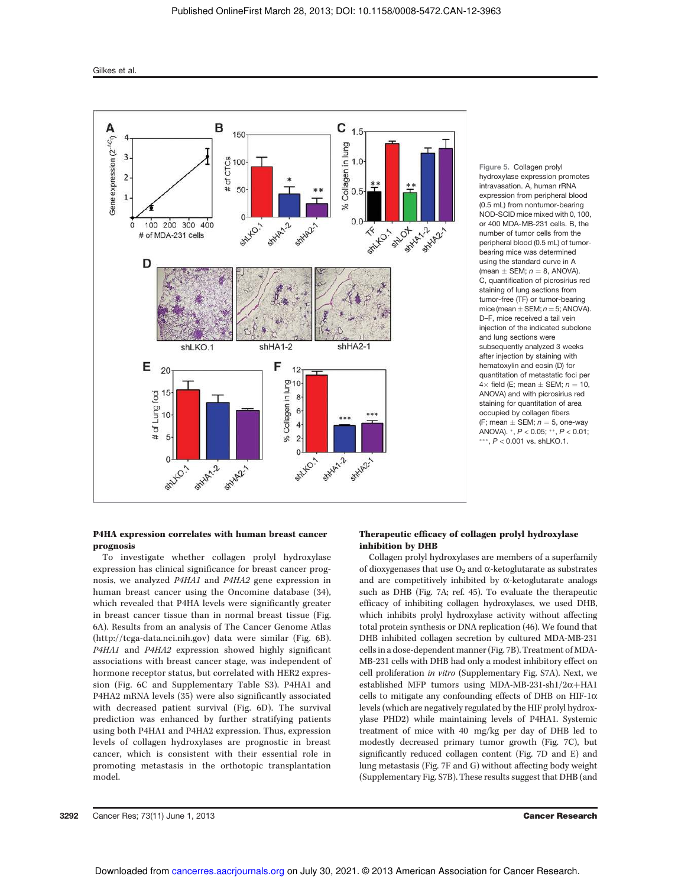Figure 5. Collagen prolyl hydroxylase expression promotes intravasation. A, human rRNA expression from peripheral blood (0.5 mL) from nontumor-bearing NOD-SCID mice mixed with 0, 100, or 400 MDA-MB-231 cells. B, the number of tumor cells from the peripheral blood (0.5 mL) of tumor-bearing mice was determined using the standard curve in A (mean ± SEM; $n = 8$, ANOVA). C, quantification of picrosirius red staining of lung sections from tumor-free (TF) or tumor-bearing mice (mean ± SEM; $n = 5$; ANOVA). D–F, mice received a tail vein injection of the indicated subclone and lung sections were subsequently analyzed 3 weeks after injection by staining with hematoxylin and eosin (D) for quantitation of metastatic foci per 4× field (E; mean ± SEM; $n = 10$, ANOVA) and with picrosirius red staining for quantitation of area occupied by collagen fibers (F; mean ± SEM; $n = 5$, one-way ANOVA). *, $P < 0.05$; **, $P < 0.01$; ***, $P < 0.001$ vs. shLKO.1.

### P4HA expression correlates with human breast cancer prognosis

To investigate whether collagen prolyl hydroxylase expression has clinical significance for breast cancer prognosis, we analyzed *P4HA1* and *P4HA2* gene expression in human breast cancer using the Oncomine database (34), which revealed that P4HA levels were significantly greater in breast cancer tissue than in normal breast tissue (Fig. 6A). Results from an analysis of The Cancer Genome Atlas (http://tcga-data.nci.nih.gov) data were similar (Fig. 6B). *P4HA1* and *P4HA2* expression showed highly significant associations with breast cancer stage, was independent of hormone receptor status, but correlated with HER2 expression (Fig. 6C and Supplementary Table S3). P4HA1 and P4HA2 mRNA levels (35) were also significantly associated with decreased patient survival (Fig. 6D). The survival prediction was enhanced by further stratifying patients using both P4HA1 and P4HA2 expression. Thus, expression levels of collagen hydroxylases are prognostic in breast cancer, which is consistent with their essential role in promoting metastasis in the orthotopic transplantation model.

### Therapeutic efficacy of collagen prolyl hydroxylase inhibition by DHB

Collagen prolyl hydroxylases are members of a superfamily of dioxygenases that use $O_2$ and α-ketoglutarate as substrates and are competitively inhibited by α-ketoglutarate analogs such as DHB (Fig. 7A; ref. 45). To evaluate the therapeutic efficacy of inhibiting collagen hydroxylases, we used DHB, which inhibits prolyl hydroxylase activity without affecting total protein synthesis or DNA replication (46). We found that DHB inhibited collagen secretion by cultured MDA-MB-231 cells in a dose-dependent manner (Fig. 7B). Treatment of MDA-MB-231 cells with DHB had only a modest inhibitory effect on cell proliferation *in vitro* (Supplementary Fig. S7A). Next, we established MFP tumors using MDA-MB-231-sh1/2α+HA1 cells to mitigate any confounding effects of DHB on HIF-1α levels (which are negatively regulated by the HIF prolyl hydroxylase PHD2) while maintaining levels of P4HA1. Systemic treatment of mice with 40 mg/kg per day of DHB led to modestly decreased primary tumor growth (Fig. 7C), but significantly reduced collagen content (Fig. 7D and E) and lung metastasis (Fig. 7F and G) without affecting body weight (Supplementary Fig. S7B). These results suggest that DHB (and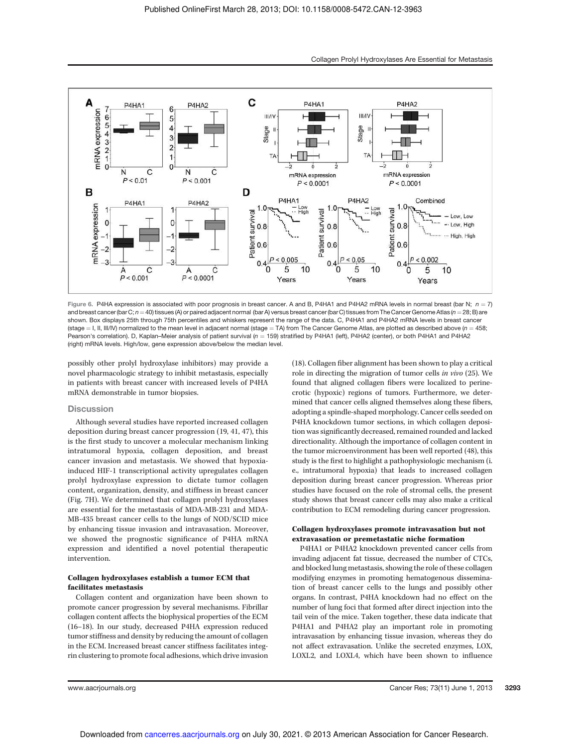Figure 6. P4HA expression is associated with poor prognosis in breast cancer. A and B, P4HA1 and P4HA2 mRNA levels in normal breast (bar N; $n = 7$) and breast cancer (bar C; $n = 40$) tissues (A) or paired adjacent normal (bar A) versus breast cancer (bar C) tissues from The Cancer Genome Atlas ($n = 28$; B) are shown. Box displays 25th through 75th percentiles and whiskers represent the range of the data. C, P4HA1 and P4HA2 mRNA levels in breast cancer (stage = I, II, III/IV) normalized to the mean level in adjacent normal (stage = TA) from The Cancer Genome Atlas, are plotted as described above ($n = 458$; Pearson's correlation). D, Kaplan–Meier analysis of patient survival ($n = 159$) stratified by P4HA1 (left), P4HA2 (center), or both P4HA1 and P4HA2 (right) mRNA levels. High/low, gene expression above/below the median level.

possibly other prolyl hydroxylase inhibitors) may provide a novel pharmacologic strategy to inhibit metastasis, especially in patients with breast cancer with increased levels of P4HA mRNA demonstrable in tumor biopsies.

## Discussion

Although several studies have reported increased collagen deposition during breast cancer progression (19, 41, 47), this is the first study to uncover a molecular mechanism linking intratumoral hypoxia, collagen deposition, and breast cancer invasion and metastasis. We showed that hypoxia-induced HIF-1 transcriptional activity upregulates collagen prolyl hydroxylase expression to dictate tumor collagen content, organization, density, and stiffness in breast cancer (Fig. 7H). We determined that collagen prolyl hydroxylases are essential for the metastasis of MDA-MB-231 and MDA-MB-435 breast cancer cells to the lungs of NOD/SCID mice by enhancing tissue invasion and intravasation. Moreover, we showed the prognostic significance of P4HA mRNA expression and identified a novel potential therapeutic intervention.

### Collagen hydroxylases establish a tumor ECM that facilitates metastasis

Collagen content and organization have been shown to promote cancer progression by several mechanisms. Fibrillar collagen content affects the biophysical properties of the ECM (16–18). In our study, decreased P4HA expression reduced tumor stiffness and density by reducing the amount of collagen in the ECM. Increased breast cancer stiffness facilitates integrin clustering to promote focal adhesions, which drive invasion (18). Collagen fiber alignment has been shown to play a critical role in directing the migration of tumor cells *in vivo* (25). We found that aligned collagen fibers were localized to perinecrotic (hypoxic) regions of tumors. Furthermore, we determined that cancer cells aligned themselves along these fibers, adopting a spindle-shaped morphology. Cancer cells seeded on P4HA knockdown tumor sections, in which collagen deposition was significantly decreased, remained rounded and lacked directionality. Although the importance of collagen content in the tumor microenvironment has been well reported (48), this study is the first to highlight a pathophysiologic mechanism (i.e., intratumoral hypoxia) that leads to increased collagen deposition during breast cancer progression. Whereas prior studies have focused on the role of stromal cells, the present study shows that breast cancer cells may also make a critical contribution to ECM remodeling during cancer progression.

### Collagen hydroxylases promote intravasation but not extravasation or premetastatic niche formation

P4HA1 or P4HA2 knockdown prevented cancer cells from invading adjacent fat tissue, decreased the number of CTCs, and blocked lung metastasis, showing the role of these collagen modifying enzymes in promoting hematogenous dissemination of breast cancer cells to the lungs and possibly other organs. In contrast, P4HA knockdown had no effect on the number of lung foci that formed after direct injection into the tail vein of the mice. Taken together, these data indicate that P4HA1 and P4HA2 play an important role in promoting intravasation by enhancing tissue invasion, whereas they do not affect extravasation. Unlike the secreted enzymes, LOX, LOXL2, and LOXL4, which have been shown to influence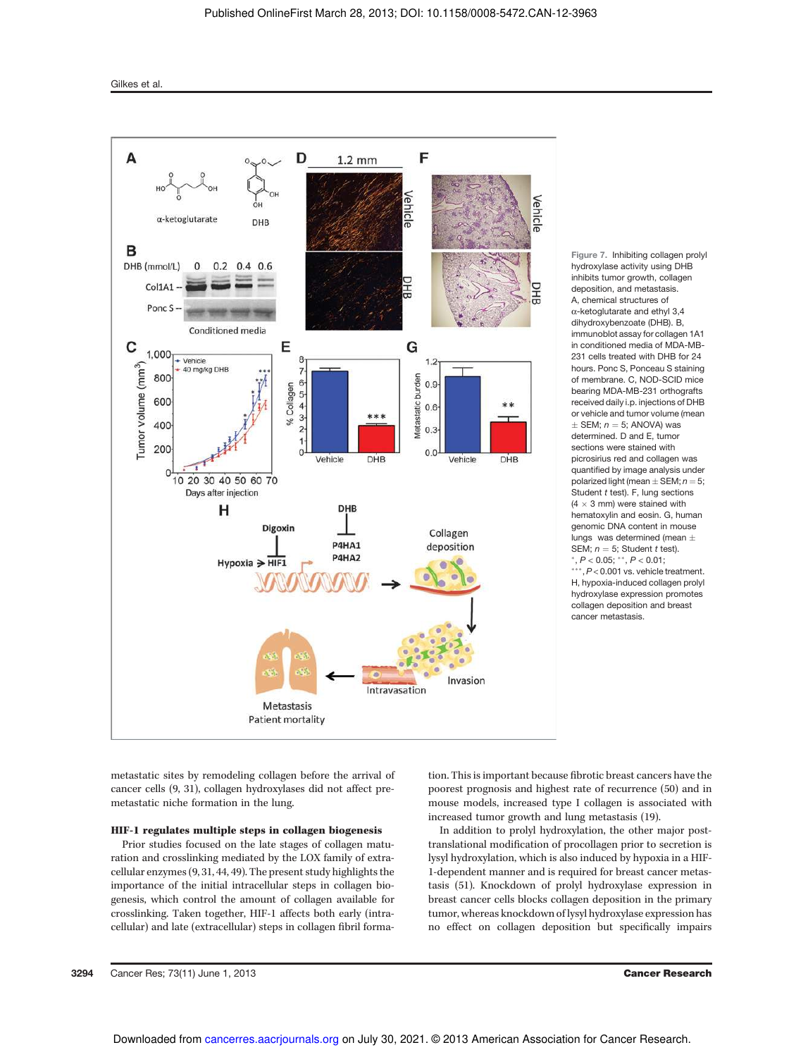Figure 7. Inhibiting collagen prolyl hydroxylase activity using DHB inhibits tumor growth, collagen deposition, and metastasis. A, chemical structures of α-ketoglutarate and ethyl 3,4 dihydroxybenzoate (DHB). B, immunoblot assay for collagen 1A1 in conditioned media of MDA-MB-231 cells treated with DHB for 24 hours. Ponc S, Ponceau S staining of membrane. C, NOD-SCID mice bearing MDA-MB-231 orthografts received daily i.p. injections of DHB or vehicle and tumor volume (mean ± SEM; $n = 5$; ANOVA) was determined. D and E, tumor sections were stained with picrosirius red and collagen was quantified by image analysis under polarized light (mean ± SEM; $n = 5$; Student $t$ test). F, lung sections (4 × 3 mm) were stained with hematoxylin and eosin. G, human genomic DNA content in mouse lungs was determined (mean ± SEM; $n = 5$; Student $t$ test). *, $P < 0.05$; **, $P < 0.01$; ***, $P < 0.001$ vs. vehicle treatment. H, hypoxia-induced collagen prolyl hydroxylase expression promotes collagen deposition and breast cancer metastasis.

metastatic sites by remodeling collagen before the arrival of cancer cells (9, 31), collagen hydroxylases did not affect premetastatic niche formation in the lung.

### HIF-1 regulates multiple steps in collagen biogenesis

Prior studies focused on the late stages of collagen maturation and crosslinking mediated by the LOX family of extracellular enzymes (9, 31, 44, 49). The present study highlights the importance of the initial intracellular steps in collagen biogenesis, which control the amount of collagen available for crosslinking. Taken together, HIF-1 affects both early (intracellular) and late (extracellular) steps in collagen fibril formation. This is important because fibrotic breast cancers have the poorest prognosis and highest rate of recurrence (50) and in mouse models, increased type I collagen is associated with increased tumor growth and lung metastasis (19).

In addition to prolyl hydroxylation, the other major post-translational modification of procollagen prior to secretion is lysyl hydroxylation, which is also induced by hypoxia in a HIF-1-dependent manner and is required for breast cancer metastasis (51). Knockdown of prolyl hydroxylase expression in breast cancer cells blocks collagen deposition in the primary tumor, whereas knockdown of lysyl hydroxylase expression has no effect on collagen deposition but specifically impairs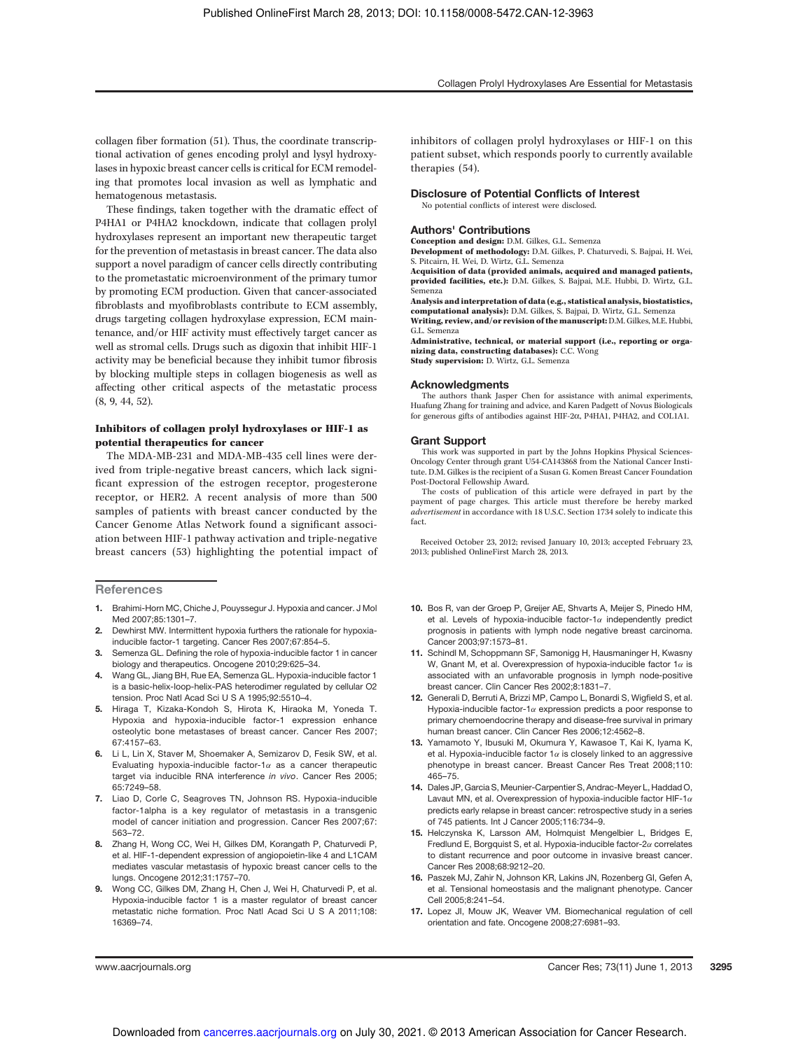collagen fiber formation (51). Thus, the coordinate transcriptional activation of genes encoding prolyl and lysyl hydroxylases in hypoxic breast cancer cells is critical for ECM remodeling that promotes local invasion as well as lymphatic and hematogenous metastasis.

These findings, taken together with the dramatic effect of P4HA1 or P4HA2 knockdown, indicate that collagen prolyl hydroxylases represent an important new therapeutic target for the prevention of metastasis in breast cancer. The data also support a novel paradigm of cancer cells directly contributing to the prometastatic microenvironment of the primary tumor by promoting ECM production. Given that cancer-associated fibroblasts and myofibroblasts contribute to ECM assembly, drugs targeting collagen hydroxylase expression, ECM maintenance, and/or HIF activity must effectively target cancer as well as stromal cells. Drugs such as digoxin that inhibit HIF-1 activity may be beneficial because they inhibit tumor fibrosis by blocking multiple steps in collagen biogenesis as well as affecting other critical aspects of the metastatic process (8, 9, 44, 52).

### Inhibitors of collagen prolyl hydroxylases or HIF-1 as potential therapeutics for cancer

The MDA-MB-231 and MDA-MB-435 cell lines were derived from triple-negative breast cancers, which lack significant expression of the estrogen receptor, progesterone receptor, or HER2. A recent analysis of more than 500 samples of patients with breast cancer conducted by the Cancer Genome Atlas Network found a significant association between HIF-1 pathway activation and triple-negative breast cancers (53) highlighting the potential impact of inhibitors of collagen prolyl hydroxylases or HIF-1 on this patient subset, which responds poorly to currently available therapies (54).

## Disclosure of Potential Conflicts of Interest

No potential conflicts of interest were disclosed.

## Authors' Contributions

**Conception and design:** D.M. Gilkes, G.L. Semenza
**Development of methodology:** D.M. Gilkes, P. Chaturvedi, S. Bajpai, H. Wei, S. Pitcairn, H. Wei, D. Wirtz, G.L. Semenza
**Acquisition of data (provided animals, acquired and managed patients, provided facilities, etc.):** D.M. Gilkes, S. Bajpai, M.E. Hubbi, D. Wirtz, G.L. Semenza
**Analysis and interpretation of data (e.g., statistical analysis, biostatistics, computational analysis):** D.M. Gilkes, S. Bajpai, D. Wirtz, G.L. Semenza
**Writing, review, and/or revision of the manuscript:** D.M. Gilkes, M.E. Hubbi, G.L. Semenza
**Administrative, technical, or material support (i.e., reporting or organizing data, constructing databases):** C.C. Wong
**Study supervision:** D. Wirtz, G.L. Semenza

## Acknowledgments

The authors thank Jasper Chen for assistance with animal experiments, Huafung Zhang for training and advice, and Karen Padgett of Novus Biologicals for generous gifts of antibodies against HIF-2α, P4HA1, P4HA2, and COL1A1.

## Grant Support

This work was supported in part by the Johns Hopkins Physical Sciences-Oncology Center through grant U54-CA143868 from the National Cancer Institute. D.M. Gilkes is the recipient of a Susan G. Komen Breast Cancer Foundation Post-Doctoral Fellowship Award.

The costs of publication of this article were defrayed in part by the payment of page charges. This article must therefore be hereby marked *advertisement* in accordance with 18 U.S.C. Section 1734 solely to indicate this fact.

Received October 23, 2012; revised January 10, 2013; accepted February 23, 2013; published OnlineFirst March 28, 2013.

## References

1. Brahimi-Horn MC, Chiche J, Pouyssegur J. Hypoxia and cancer. J Mol Med 2007;85:1301–7.
2. Dewhirst MW. Intermittent hypoxia furthers the rationale for hypoxia-inducible factor-1 targeting. Cancer Res 2007;67:854–5.
3. Semenza GL. Defining the role of hypoxia-inducible factor 1 in cancer biology and therapeutics. Oncogene 2010;29:625–34.
4. Wang GL, Jiang BH, Rue EA, Semenza GL. Hypoxia-inducible factor 1 is a basic-helix-loop-helix-PAS heterodimer regulated by cellular O2 tension. Proc Natl Acad Sci U S A 1995;92:5510–4.
5. Hiraga T, Kizaka-Kondoh S, Hirota K, Hiraoka M, Yoneda T. Hypoxia and hypoxia-inducible factor-1 expression enhance osteolytic bone metastases of breast cancer. Cancer Res 2007;67:4157–63.
6. Li L, Lin X, Staver M, Shoemaker A, Semizarov D, Fesik SW, et al. Evaluating hypoxia-inducible factor-1α as a cancer therapeutic target via inducible RNA interference *in vivo*. Cancer Res 2005;65:7249–58.
7. Liao D, Corle C, Seagroves TN, Johnson RS. Hypoxia-inducible factor-1alpha is a key regulator of metastasis in a transgenic model of cancer initiation and progression. Cancer Res 2007;67:563–72.
8. Zhang H, Wong CC, Wei H, Gilkes DM, Korangath P, Chaturvedi P, et al. HIF-1-dependent expression of angiopoietin-like 4 and L1CAM mediates vascular metastasis of hypoxic breast cancer cells to the lungs. Oncogene 2012;31:1757–70.
9. Wong CC, Gilkes DM, Zhang H, Chen J, Wei H, Chaturvedi P, et al. Hypoxia-inducible factor 1 is a master regulator of breast cancer metastatic niche formation. Proc Natl Acad Sci U S A 2011;108:16369–74.
10. Bos R, van der Groep P, Greijer AE, Shvarts A, Meijer S, Pinedo HM, et al. Levels of hypoxia-inducible factor-1α independently predict prognosis in patients with lymph node negative breast carcinoma. Cancer 2003;97:1573–81.
11. Schindl M, Schoppmann SF, Samonigg H, Hausmaninger H, Kwasny W, Gnant M, et al. Overexpression of hypoxia-inducible factor 1α is associated with an unfavorable prognosis in lymph node-positive breast cancer. Clin Cancer Res 2002;8:1831–7.
12. Generali D, Berruti A, Brizzi MP, Campo L, Bonardi S, Wigfield S, et al. Hypoxia-inducible factor-1α expression predicts a poor response to primary chemoendocrine therapy and disease-free survival in primary human breast cancer. Clin Cancer Res 2006;12:4562–8.
13. Yamamoto Y, Ibusuki M, Okumura Y, Kawasoe T, Kai K, Iyama K, et al. Hypoxia-inducible factor 1α is closely linked to an aggressive phenotype in breast cancer. Breast Cancer Res Treat 2008;110:465–75.
14. Dales JP, Garcia S, Meunier-Carpentier S, Andrac-Meyer L, Haddad O, Lavaut MN, et al. Overexpression of hypoxia-inducible factor HIF-1α predicts early relapse in breast cancer: retrospective study in a series of 745 patients. Int J Cancer 2005;116:734–9.
15. Helczynska K, Larsson AM, Holmquist Mengelbier L, Bridges E, Fredlund E, Borgquist S, et al. Hypoxia-inducible factor-2α correlates to distant recurrence and poor outcome in invasive breast cancer. Cancer Res 2008;68:9212–20.
16. Paszek MJ, Zahir N, Johnson KR, Lakins JN, Rozenberg GI, Gefen A, et al. Tensional homeostasis and the malignant phenotype. Cancer Cell 2005;8:241–54.
17. Lopez JI, Mouw JK, Weaver VM. Biomechanical regulation of cell orientation and fate. Oncogene 2008;27:6981–93.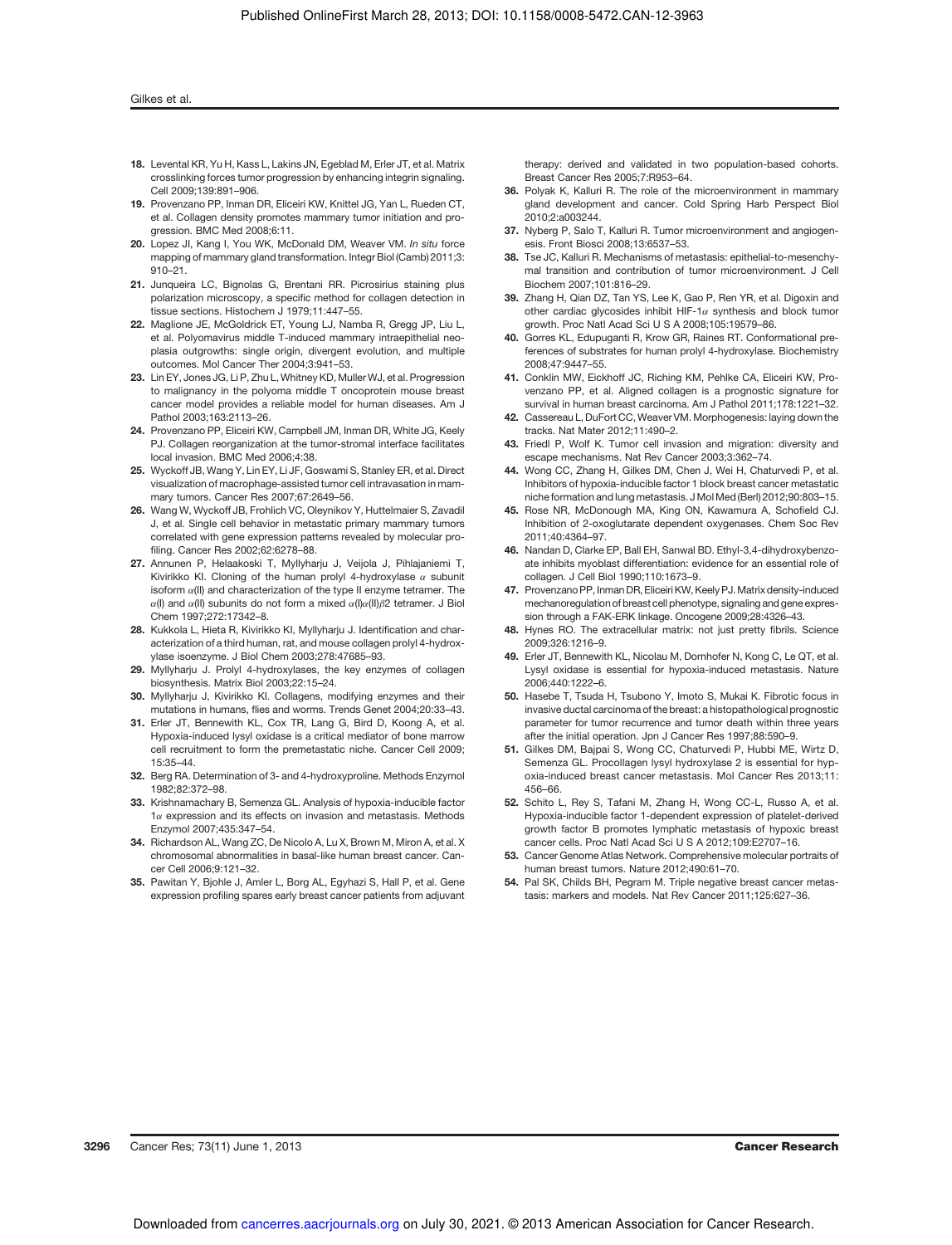18. Levental KR, Yu H, Kass L, Lakins JN, Egeblad M, Erler JT, et al. Matrix crosslinking forces tumor progression by enhancing integrin signaling. Cell 2009;139:891–906.
19. Provenzano PP, Inman DR, Eliceiri KW, Knittel JG, Yan L, Rueden CT, et al. Collagen density promotes mammary tumor initiation and progression. BMC Med 2008;6:11.
20. Lopez JI, Kang I, You WK, McDonald DM, Weaver VM. *In situ* force mapping of mammary gland transformation. Integr Biol (Camb) 2011;3: 910–21.
21. Junqueira LC, Bignolas G, Brentani RR. Picrosirius staining plus polarization microscopy, a specific method for collagen detection in tissue sections. Histochem J 1979;11:447–55.
22. Maglione JE, McGoldrick ET, Young LJ, Namba R, Gregg JP, Liu L, et al. Polyomavirus middle T-induced mammary intraepithelial neoplasia outgrowths: single origin, divergent evolution, and multiple outcomes. Mol Cancer Ther 2004;3:941–53.
23. Lin EY, Jones JG, Li P, Zhu L, Whitney KD, Muller WJ, et al. Progression to malignancy in the polyoma middle T oncoprotein mouse breast cancer model provides a reliable model for human diseases. Am J Pathol 2003;163:2113–26.
24. Provenzano PP, Eliceiri KW, Campbell JM, Inman DR, White JG, Keely PJ. Collagen reorganization at the tumor-stromal interface facilitates local invasion. BMC Med 2006;4:38.
25. Wyckoff JB, Wang Y, Lin EY, Li JF, Goswami S, Stanley ER, et al. Direct visualization of macrophage-assisted tumor cell intravasation in mammary tumors. Cancer Res 2007;67:2649–56.
26. Wang W, Wyckoff JB, Frohlich VC, Oleynikov Y, Huttelmaier S, Zavadil J, et al. Single cell behavior in metastatic primary mammary tumors correlated with gene expression patterns revealed by molecular profiling. Cancer Res 2002;62:6278–88.
27. Annunen P, Helaakoski T, Myllyharju J, Veijola J, Pihlajaniemi T, Kivirikko KI. Cloning of the human prolyl 4-hydroxylase $\alpha$ subunit isoform $\alpha$(II) and characterization of the type II enzyme tetramer. The $\alpha$(I) and $\alpha$(II) subunits do not form a mixed $\alpha(I)\alpha(II)\beta 2$ tetramer. J Biol Chem 1997;272:17342–8.
28. Kukkola L, Hieta R, Kivirikko KI, Myllyharju J. Identification and characterization of a third human, rat, and mouse collagen prolyl 4-hydroxylase isoenzyme. J Biol Chem 2003;278:47685–93.
29. Myllyharju J. Prolyl 4-hydroxylases, the key enzymes of collagen biosynthesis. Matrix Biol 2003;22:15–24.
30. Myllyharju J, Kivirikko KI. Collagens, modifying enzymes and their mutations in humans, flies and worms. Trends Genet 2004;20:33–43.
31. Erler JT, Bennewith KL, Cox TR, Lang G, Bird D, Koong A, et al. Hypoxia-induced lysyl oxidase is a critical mediator of bone marrow cell recruitment to form the premetastatic niche. Cancer Cell 2009; 15:35–44.
32. Berg RA. Determination of 3- and 4-hydroxyproline. Methods Enzymol 1982;82:372–98.
33. Krishnamachary B, Semenza GL. Analysis of hypoxia-inducible factor $1\alpha$ expression and its effects on invasion and metastasis. Methods Enzymol 2007;435:347–54.
34. Richardson AL, Wang ZC, De Nicolo A, Lu X, Brown M, Miron A, et al. X chromosomal abnormalities in basal-like human breast cancer. Cancer Cell 2006;9:121–32.
35. Pawitan Y, Bjohle J, Amler L, Borg AL, Egyhazi S, Hall P, et al. Gene expression profiling spares early breast cancer patients from adjuvant therapy: derived and validated in two population-based cohorts. Breast Cancer Res 2005;7:R953–64.
36. Polyak K, Kalluri R. The role of the microenvironment in mammary gland development and cancer. Cold Spring Harb Perspect Biol 2010;2:a003244.
37. Nyberg P, Salo T, Kalluri R. Tumor microenvironment and angiogenesis. Front Biosci 2008;13:6537–53.
38. Tse JC, Kalluri R. Mechanisms of metastasis: epithelial-to-mesenchymal transition and contribution of tumor microenvironment. J Cell Biochem 2007;101:816–29.
39. Zhang H, Qian DZ, Tan YS, Lee K, Gao P, Ren YR, et al. Digoxin and other cardiac glycosides inhibit HIF-$1\alpha$ synthesis and block tumor growth. Proc Natl Acad Sci U S A 2008;105:19579–86.
40. Gorres KL, Edupuganti R, Krow GR, Raines RT. Conformational preferences of substrates for human prolyl 4-hydroxylase. Biochemistry 2008;47:9447–55.
41. Conklin MW, Eickhoff JC, Riching KM, Pehlke CA, Eliceiri KW, Provenzano PP, et al. Aligned collagen is a prognostic signature for survival in human breast carcinoma. Am J Pathol 2011;178:1221–32.
42. Cassereau L, DuFort CC, Weaver VM. Morphogenesis: laying down the tracks. Nat Mater 2012;11:490–2.
43. Friedl P, Wolf K. Tumor cell invasion and migration: diversity and escape mechanisms. Nat Rev Cancer 2003;3:362–74.
44. Wong CC, Zhang H, Gilkes DM, Chen J, Wei H, Chaturvedi P, et al. Inhibitors of hypoxia-inducible factor 1 block breast cancer metastatic niche formation and lung metastasis. J Mol Med (Berl) 2012;90:803–15.
45. Rose NR, McDonough MA, King ON, Kawamura A, Schofield CJ. Inhibition of 2-oxoglutarate dependent oxygenases. Chem Soc Rev 2011;40:4364–97.
46. Nandan D, Clarke EP, Ball EH, Sanwal BD. Ethyl-3,4-dihydroxybenzoate inhibits myoblast differentiation: evidence for an essential role of collagen. J Cell Biol 1990;110:1673–9.
47. Provenzano PP, Inman DR, Eliceiri KW, Keely PJ. Matrix density-induced mechanoregulation of breast cell phenotype, signaling and gene expression through a FAK-ERK linkage. Oncogene 2009;28:4326–43.
48. Hynes RO. The extracellular matrix: not just pretty fibrils. Science 2009;326:1216–9.
49. Erler JT, Bennewith KL, Nicolau M, Dornhofer N, Kong C, Le QT, et al. Lysyl oxidase is essential for hypoxia-induced metastasis. Nature 2006;440:1222–6.
50. Hasebe T, Tsuda H, Tsubono Y, Imoto S, Mukai K. Fibrotic focus in invasive ductal carcinoma of the breast: a histopathological prognostic parameter for tumor recurrence and tumor death within three years after the initial operation. Jpn J Cancer Res 1997;88:590–9.
51. Gilkes DM, Bajpai S, Wong CC, Chaturvedi P, Hubbi ME, Wirtz D, Semenza GL. Procollagen lysyl hydroxylase 2 is essential for hypoxia-induced breast cancer metastasis. Mol Cancer Res 2013;11: 456–66.
52. Schito L, Rey S, Tafani M, Zhang H, Wong CC-L, Russo A, et al. Hypoxia-inducible factor 1-dependent expression of platelet-derived growth factor B promotes lymphatic metastasis of hypoxic breast cancer cells. Proc Natl Acad Sci U S A 2012;109:E2707–16.
53. Cancer Genome Atlas Network. Comprehensive molecular portraits of human breast tumors. Nature 2012;490:61–70.
54. Pal SK, Childs BH, Pegram M. Triple negative breast cancer metastasis: markers and models. Nat Rev Cancer 2011;125:627–36.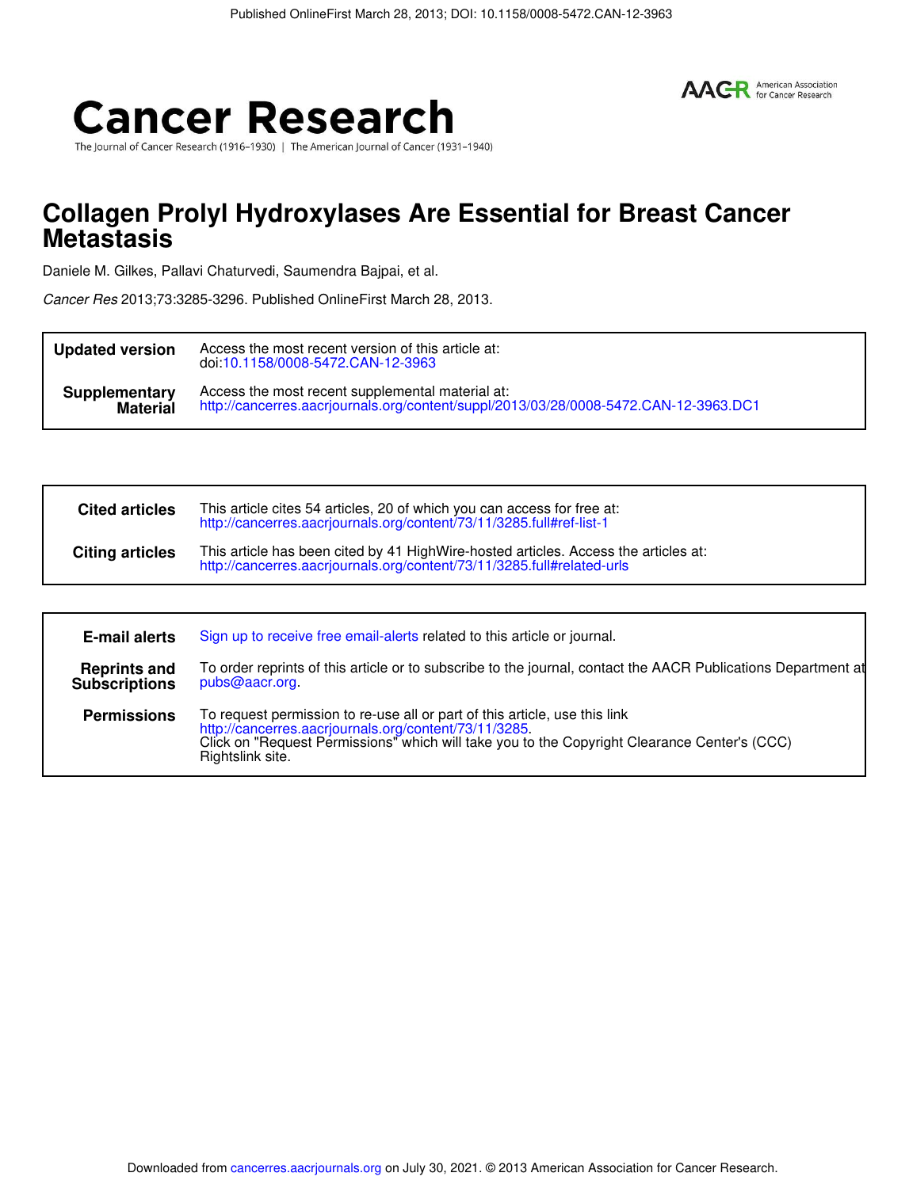# Cancer Research

The Journal of Cancer Research (1916–1930) | The American Journal of Cancer (1931–1940)

# Collagen Prolyl Hydroxylases Are Essential for Breast Cancer Metastasis

Daniele M. Gilkes, Pallavi Chaturvedi, Saumendra Bajpai, et al.

*Cancer Res* 2013;73:3285-3296. Published OnlineFirst March 28, 2013.

| | |
|---|---|
| **Updated version** | Access the most recent version of this article at: doi:10.1158/0008-5472.CAN-12-3963 |
| **Supplementary Material** | Access the most recent supplemental material at: http://cancerres.aacrjournals.org/content/suppl/2013/03/28/0008-5472.CAN-12-3963.DC1 |

| | |
|---|---|
| **Cited articles** | This article cites 54 articles, 20 of which you can access for free at: http://cancerres.aacrjournals.org/content/73/11/3285.full#ref-list-1 |
| **Citing articles** | This article has been cited by 41 HighWire-hosted articles. Access the articles at: http://cancerres.aacrjournals.org/content/73/11/3285.full#related-urls |

| | |
|---|---|
| **E-mail alerts** | Sign up to receive free email-alerts related to this article or journal. |
| **Reprints and Subscriptions** | To order reprints of this article or to subscribe to the journal, contact the AACR Publications Department at pubs@aacr.org. |
| **Permissions** | To request permission to re-use all or part of this article, use this link http://cancerres.aacrjournals.org/content/73/11/3285. Click on "Request Permissions" which will take you to the Copyright Clearance Center's (CCC) Rightslink site. |